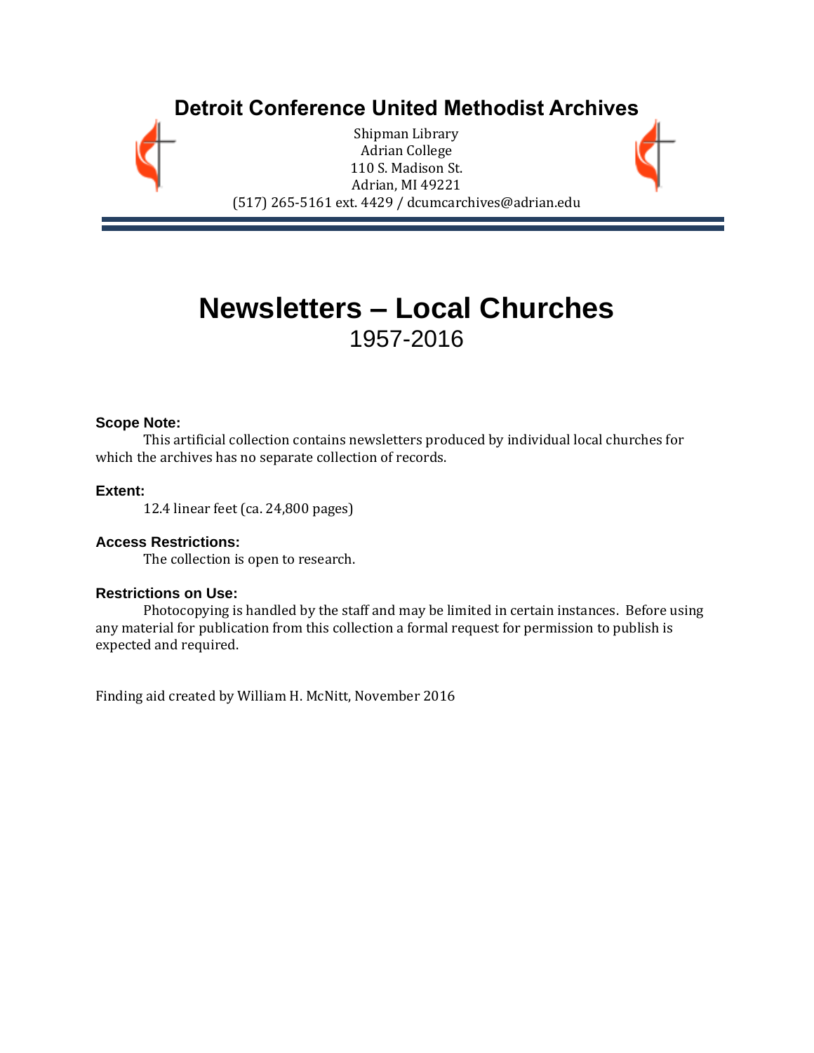# Detroit Conference United Methodist Archives

Shipman Library
Adrian College
110 S. Madison St.
Adrian, MI 49221
(517) 265-5161 ext. 4429 / dcumcarchives@adrian.edu

# Newsletters – Local Churches

1957-2016

### Scope Note:

This artificial collection contains newsletters produced by individual local churches for which the archives has no separate collection of records.

### Extent:

12.4 linear feet (ca. 24,800 pages)

### Access Restrictions:

The collection is open to research.

### Restrictions on Use:

Photocopying is handled by the staff and may be limited in certain instances. Before using any material for publication from this collection a formal request for permission to publish is expected and required.

Finding aid created by William H. McNitt, November 2016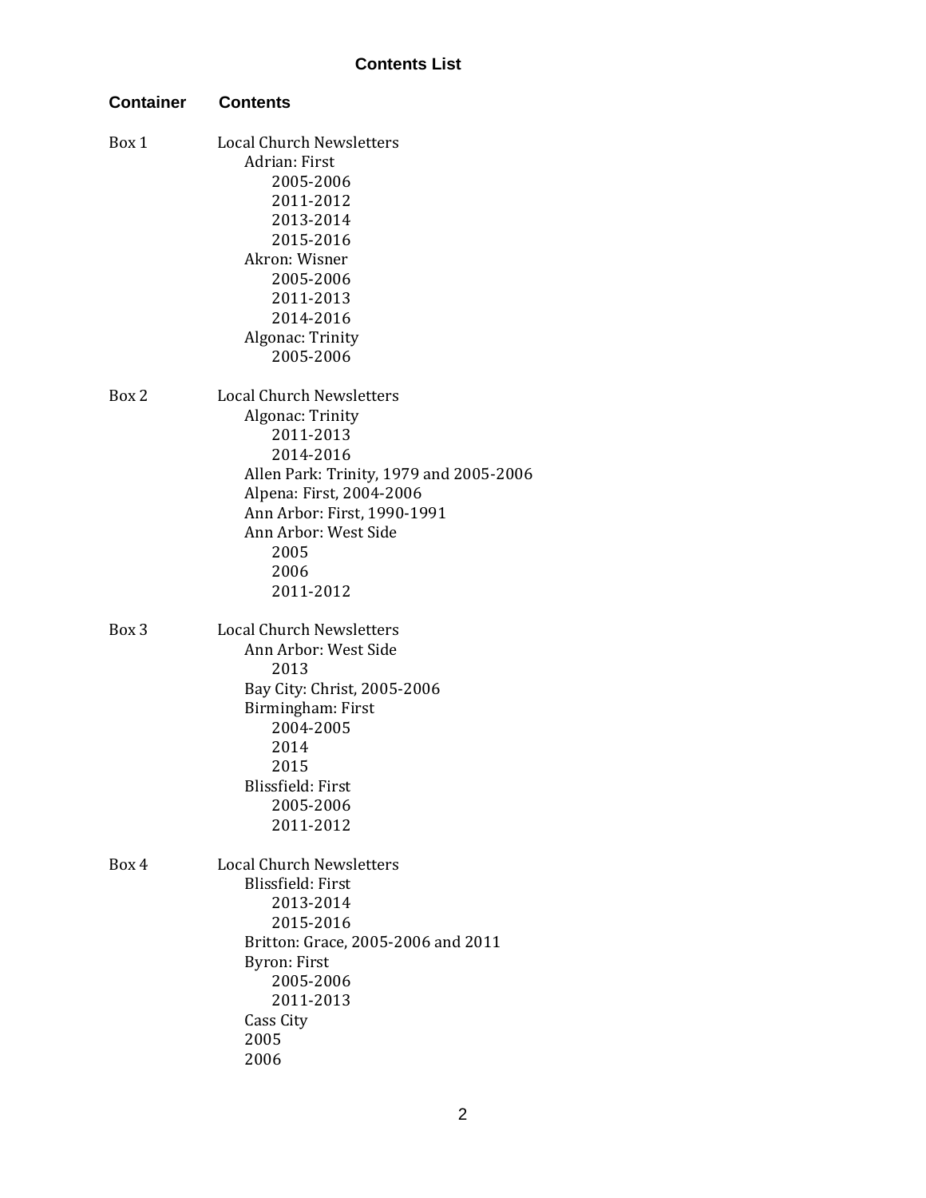## Contents List

| Container | Contents |
|---|---|
| Box 1 | Local Church Newsletters<br>Adrian: First<br>2005-2006<br>2011-2012<br>2013-2014<br>2015-2016<br>Akron: Wisner<br>2005-2006<br>2011-2013<br>2014-2016<br>Algonac: Trinity<br>2005-2006 |
| Box 2 | Local Church Newsletters<br>Algonac: Trinity<br>2011-2013<br>2014-2016<br>Allen Park: Trinity, 1979 and 2005-2006<br>Alpena: First, 2004-2006<br>Ann Arbor: First, 1990-1991<br>Ann Arbor: West Side<br>2005<br>2006<br>2011-2012 |
| Box 3 | Local Church Newsletters<br>Ann Arbor: West Side<br>2013<br>Bay City: Christ, 2005-2006<br>Birmingham: First<br>2004-2005<br>2014<br>2015<br>Blissfield: First<br>2005-2006<br>2011-2012 |
| Box 4 | Local Church Newsletters<br>Blissfield: First<br>2013-2014<br>2015-2016<br>Britton: Grace, 2005-2006 and 2011<br>Byron: First<br>2005-2006<br>2011-2013<br>Cass City<br>2005<br>2006 |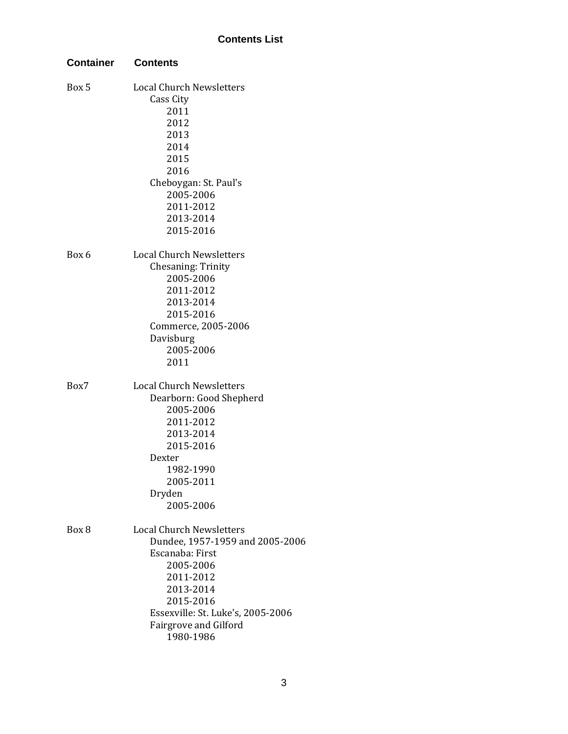## Contents List

| Container | Contents |
|---|---|
| Box 5 | Local Church Newsletters |
| | Cass City |
| | 2011 |
| | 2012 |
| | 2013 |
| | 2014 |
| | 2015 |
| | 2016 |
| | Cheboygan: St. Paul's |
| | 2005-2006 |
| | 2011-2012 |
| | 2013-2014 |
| | 2015-2016 |
| Box 6 | Local Church Newsletters |
| | Chesaning: Trinity |
| | 2005-2006 |
| | 2011-2012 |
| | 2013-2014 |
| | 2015-2016 |
| | Commerce, 2005-2006 |
| | Davisburg |
| | 2005-2006 |
| | 2011 |
| Box7 | Local Church Newsletters |
| | Dearborn: Good Shepherd |
| | 2005-2006 |
| | 2011-2012 |
| | 2013-2014 |
| | 2015-2016 |
| | Dexter |
| | 1982-1990 |
| | 2005-2011 |
| | Dryden |
| | 2005-2006 |
| Box 8 | Local Church Newsletters |
| | Dundee, 1957-1959 and 2005-2006 |
| | Escanaba: First |
| | 2005-2006 |
| | 2011-2012 |
| | 2013-2014 |
| | 2015-2016 |
| | Essexville: St. Luke's, 2005-2006 |
| | Fairgrove and Gilford |
| | 1980-1986 |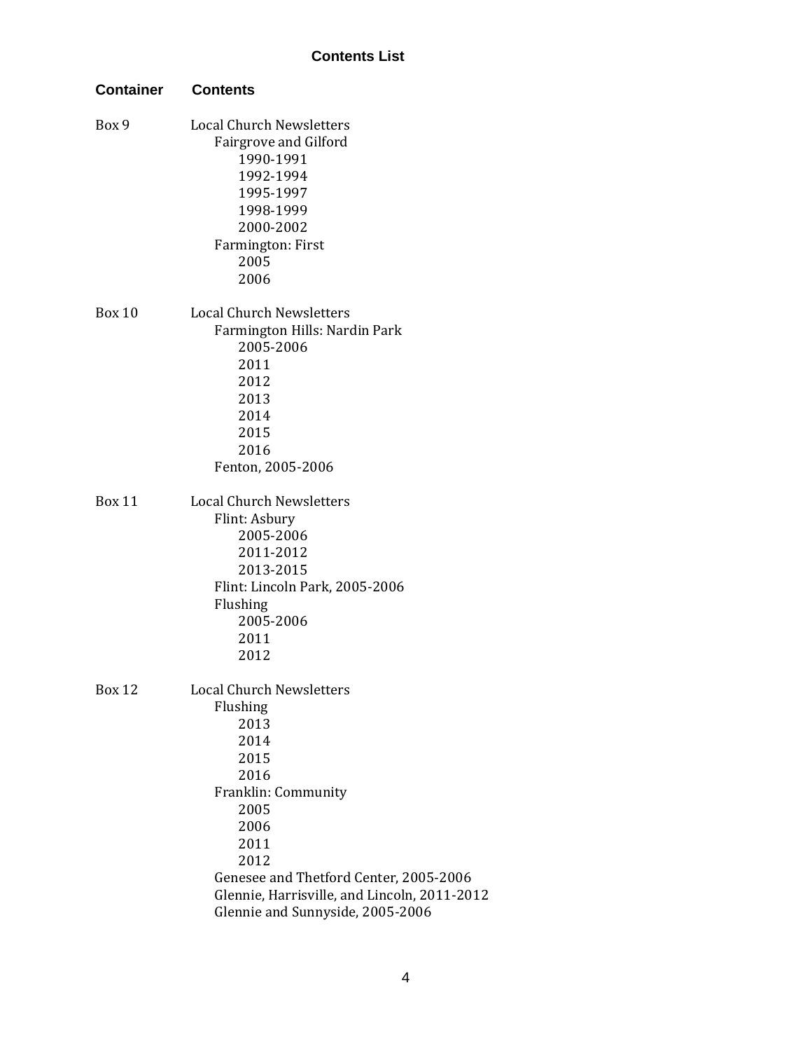## Contents List

| Container | Contents |
|---|---|
| Box 9 | Local Church Newsletters |
| | Fairgrove and Gilford |
| | 1990-1991 |
| | 1992-1994 |
| | 1995-1997 |
| | 1998-1999 |
| | 2000-2002 |
| | Farmington: First |
| | 2005 |
| | 2006 |
| Box 10 | Local Church Newsletters |
| | Farmington Hills: Nardin Park |
| | 2005-2006 |
| | 2011 |
| | 2012 |
| | 2013 |
| | 2014 |
| | 2015 |
| | 2016 |
| | Fenton, 2005-2006 |
| Box 11 | Local Church Newsletters |
| | Flint: Asbury |
| | 2005-2006 |
| | 2011-2012 |
| | 2013-2015 |
| | Flint: Lincoln Park, 2005-2006 |
| | Flushing |
| | 2005-2006 |
| | 2011 |
| | 2012 |
| Box 12 | Local Church Newsletters |
| | Flushing |
| | 2013 |
| | 2014 |
| | 2015 |
| | 2016 |
| | Franklin: Community |
| | 2005 |
| | 2006 |
| | 2011 |
| | 2012 |
| | Genesee and Thetford Center, 2005-2006 |
| | Glennie, Harrisville, and Lincoln, 2011-2012 |
| | Glennie and Sunnyside, 2005-2006 |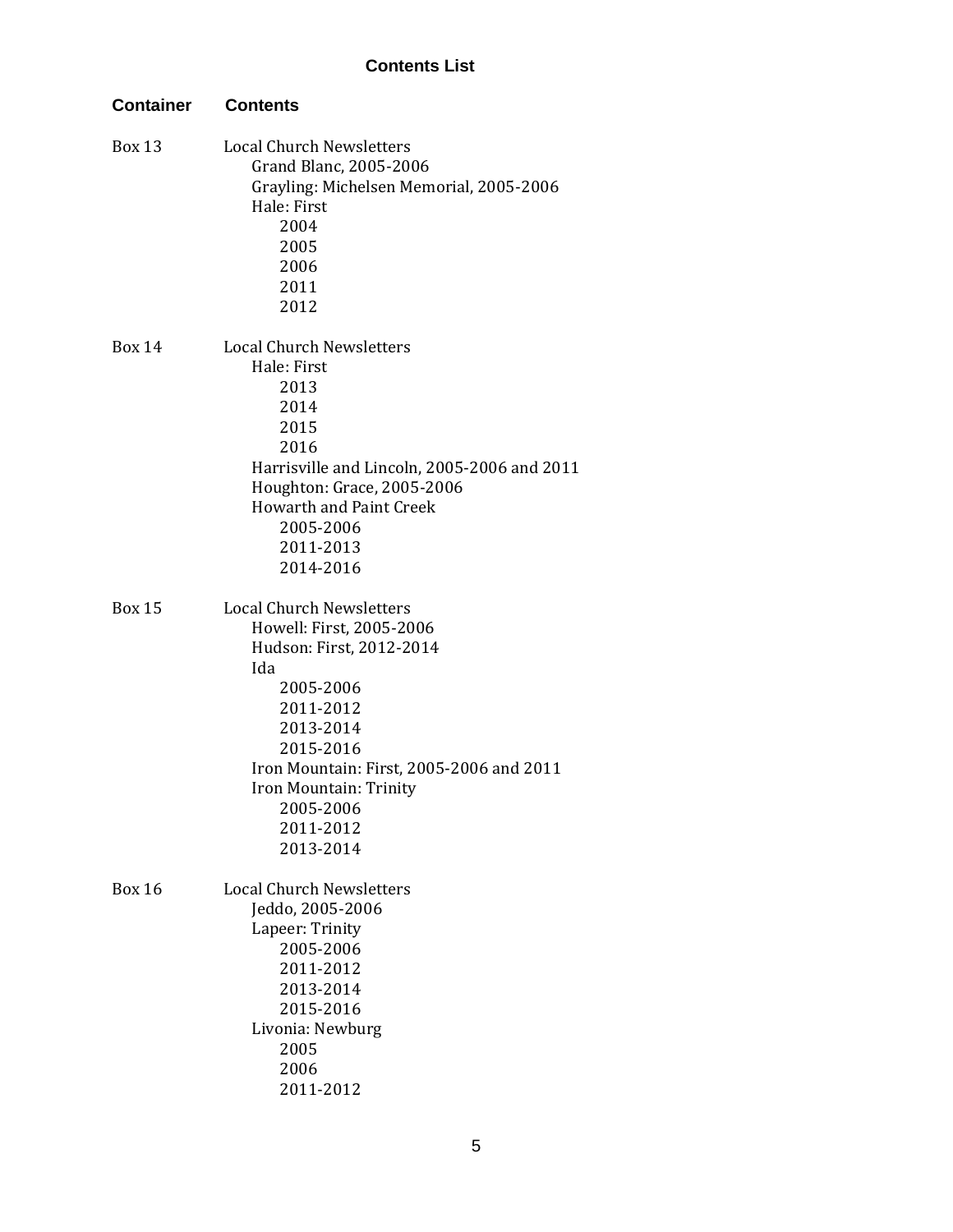## Contents List

| Container | Contents |
|---|---|
| Box 13 | Local Church Newsletters |
| | Grand Blanc, 2005-2006 |
| | Grayling: Michelsen Memorial, 2005-2006 |
| | Hale: First |
| | 2004 |
| | 2005 |
| | 2006 |
| | 2011 |
| | 2012 |
| Box 14 | Local Church Newsletters |
| | Hale: First |
| | 2013 |
| | 2014 |
| | 2015 |
| | 2016 |
| | Harrisville and Lincoln, 2005-2006 and 2011 |
| | Houghton: Grace, 2005-2006 |
| | Howarth and Paint Creek |
| | 2005-2006 |
| | 2011-2013 |
| | 2014-2016 |
| Box 15 | Local Church Newsletters |
| | Howell: First, 2005-2006 |
| | Hudson: First, 2012-2014 |
| | Ida |
| | 2005-2006 |
| | 2011-2012 |
| | 2013-2014 |
| | 2015-2016 |
| | Iron Mountain: First, 2005-2006 and 2011 |
| | Iron Mountain: Trinity |
| | 2005-2006 |
| | 2011-2012 |
| | 2013-2014 |
| Box 16 | Local Church Newsletters |
| | Jeddo, 2005-2006 |
| | Lapeer: Trinity |
| | 2005-2006 |
| | 2011-2012 |
| | 2013-2014 |
| | 2015-2016 |
| | Livonia: Newburg |
| | 2005 |
| | 2006 |
| | 2011-2012 |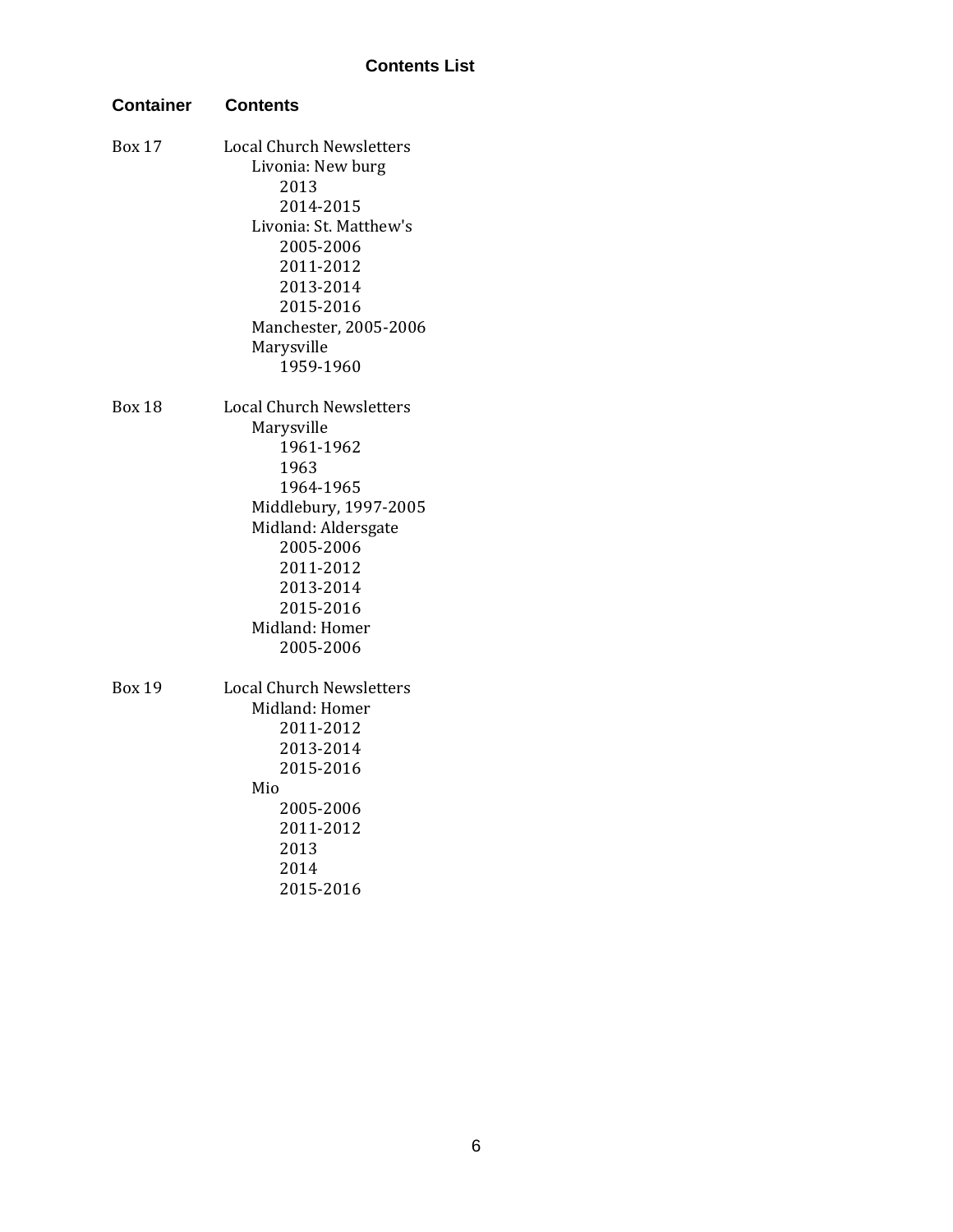## Contents List

| Container | Contents |
|---|---|
| Box 17 | Local Church Newsletters |
| | Livonia: New burg |
| | 2013 |
| | 2014-2015 |
| | Livonia: St. Matthew's |
| | 2005-2006 |
| | 2011-2012 |
| | 2013-2014 |
| | 2015-2016 |
| | Manchester, 2005-2006 |
| | Marysville |
| | 1959-1960 |
| Box 18 | Local Church Newsletters |
| | Marysville |
| | 1961-1962 |
| | 1963 |
| | 1964-1965 |
| | Middlebury, 1997-2005 |
| | Midland: Aldersgate |
| | 2005-2006 |
| | 2011-2012 |
| | 2013-2014 |
| | 2015-2016 |
| | Midland: Homer |
| | 2005-2006 |
| Box 19 | Local Church Newsletters |
| | Midland: Homer |
| | 2011-2012 |
| | 2013-2014 |
| | 2015-2016 |
| | Mio |
| | 2005-2006 |
| | 2011-2012 |
| | 2013 |
| | 2014 |
| | 2015-2016 |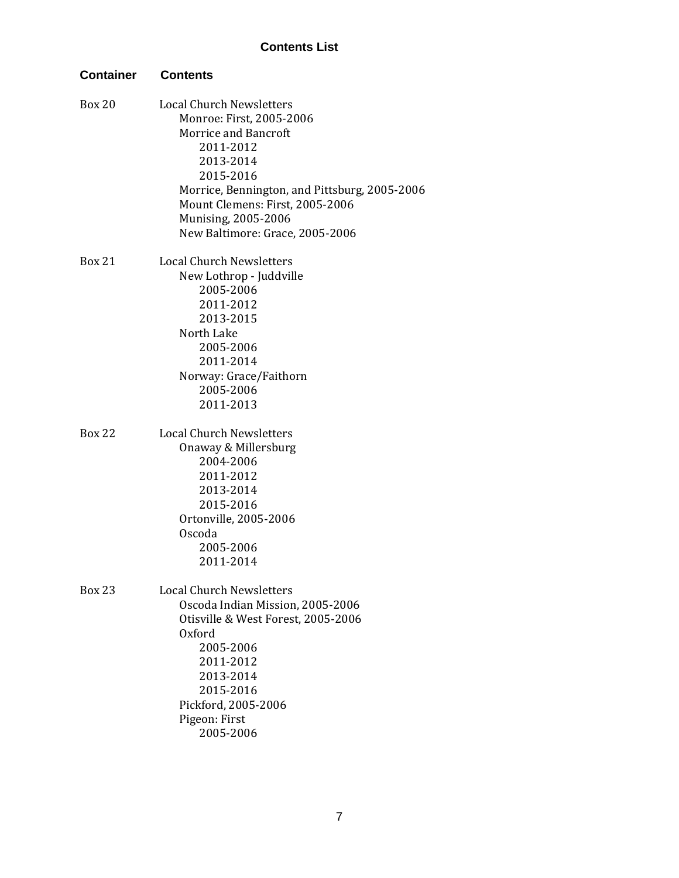## Contents List

| Container | Contents |
| --- | --- |
| Box 20 | Local Church Newsletters |
| | Monroe: First, 2005-2006 |
| | Morrice and Bancroft |
| | 2011-2012 |
| | 2013-2014 |
| | 2015-2016 |
| | Morrice, Bennington, and Pittsburg, 2005-2006 |
| | Mount Clemens: First, 2005-2006 |
| | Munising, 2005-2006 |
| | New Baltimore: Grace, 2005-2006 |
| Box 21 | Local Church Newsletters |
| | New Lothrop - Juddville |
| | 2005-2006 |
| | 2011-2012 |
| | 2013-2015 |
| | North Lake |
| | 2005-2006 |
| | 2011-2014 |
| | Norway: Grace/Faithorn |
| | 2005-2006 |
| | 2011-2013 |
| Box 22 | Local Church Newsletters |
| | Onaway & Millersburg |
| | 2004-2006 |
| | 2011-2012 |
| | 2013-2014 |
| | 2015-2016 |
| | Ortonville, 2005-2006 |
| | Oscoda |
| | 2005-2006 |
| | 2011-2014 |
| Box 23 | Local Church Newsletters |
| | Oscoda Indian Mission, 2005-2006 |
| | Otisville & West Forest, 2005-2006 |
| | Oxford |
| | 2005-2006 |
| | 2011-2012 |
| | 2013-2014 |
| | 2015-2016 |
| | Pickford, 2005-2006 |
| | Pigeon: First |
| | 2005-2006 |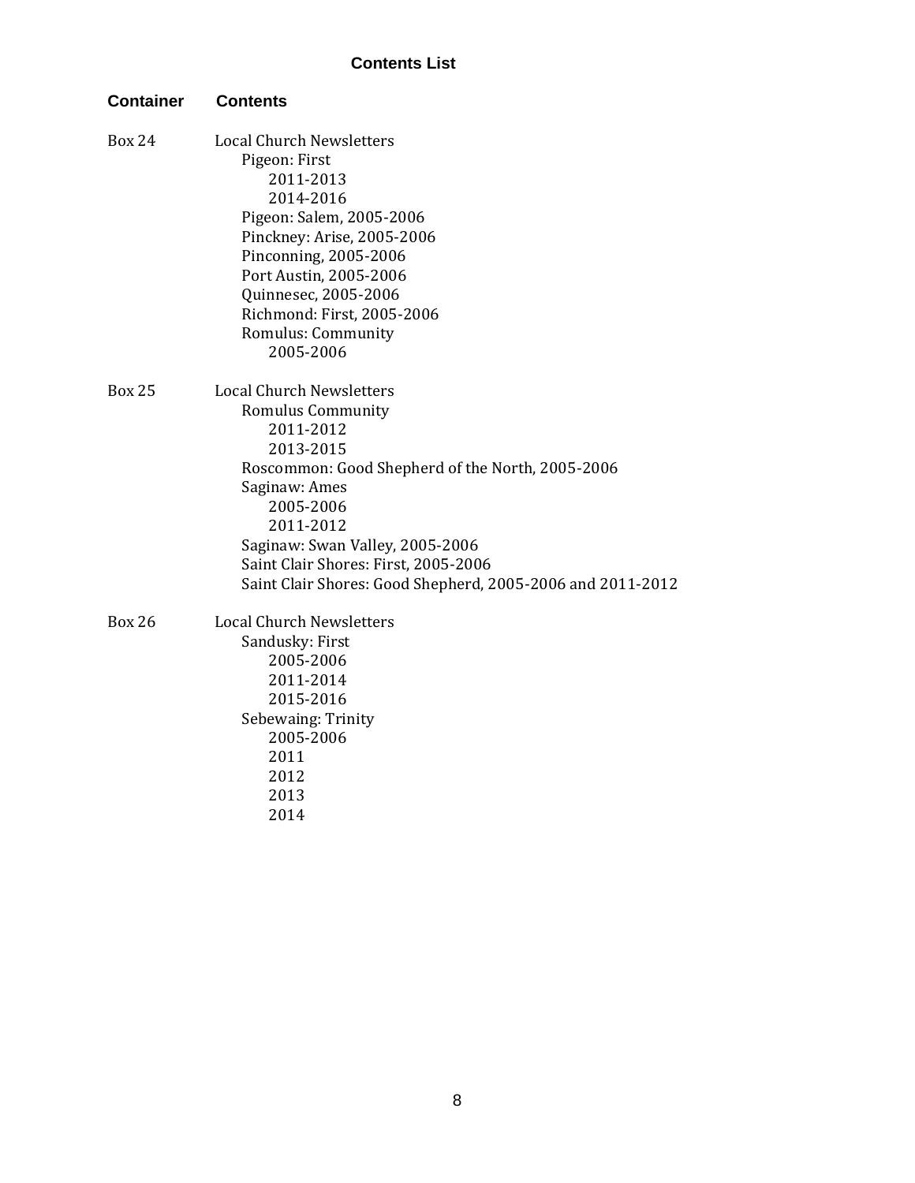## Contents List

| Container | Contents |
|---|---|
| Box 24 | Local Church Newsletters<br>Pigeon: First<br>2011-2013<br>2014-2016<br>Pigeon: Salem, 2005-2006<br>Pinckney: Arise, 2005-2006<br>Pinconning, 2005-2006<br>Port Austin, 2005-2006<br>Quinnesec, 2005-2006<br>Richmond: First, 2005-2006<br>Romulus: Community<br>2005-2006 |
| Box 25 | Local Church Newsletters<br>Romulus Community<br>2011-2012<br>2013-2015<br>Roscommon: Good Shepherd of the North, 2005-2006<br>Saginaw: Ames<br>2005-2006<br>2011-2012<br>Saginaw: Swan Valley, 2005-2006<br>Saint Clair Shores: First, 2005-2006<br>Saint Clair Shores: Good Shepherd, 2005-2006 and 2011-2012 |
| Box 26 | Local Church Newsletters<br>Sandusky: First<br>2005-2006<br>2011-2014<br>2015-2016<br>Sebewaing: Trinity<br>2005-2006<br>2011<br>2012<br>2013<br>2014 |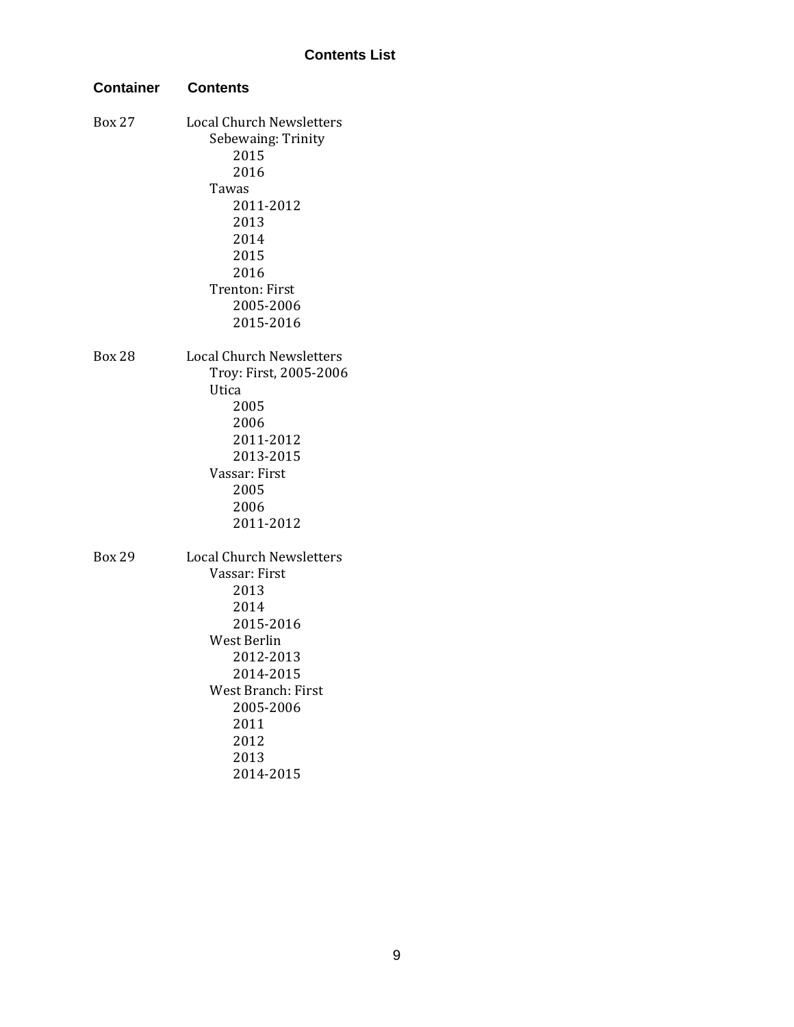## Contents List

| Container | Contents |
|---|---|
| Box 27 | Local Church Newsletters |
| | Sebewaing: Trinity |
| | 2015 |
| | 2016 |
| | Tawas |
| | 2011-2012 |
| | 2013 |
| | 2014 |
| | 2015 |
| | 2016 |
| | Trenton: First |
| | 2005-2006 |
| | 2015-2016 |
| Box 28 | Local Church Newsletters |
| | Troy: First, 2005-2006 |
| | Utica |
| | 2005 |
| | 2006 |
| | 2011-2012 |
| | 2013-2015 |
| | Vassar: First |
| | 2005 |
| | 2006 |
| | 2011-2012 |
| Box 29 | Local Church Newsletters |
| | Vassar: First |
| | 2013 |
| | 2014 |
| | 2015-2016 |
| | West Berlin |
| | 2012-2013 |
| | 2014-2015 |
| | West Branch: First |
| | 2005-2006 |
| | 2011 |
| | 2012 |
| | 2013 |
| | 2014-2015 |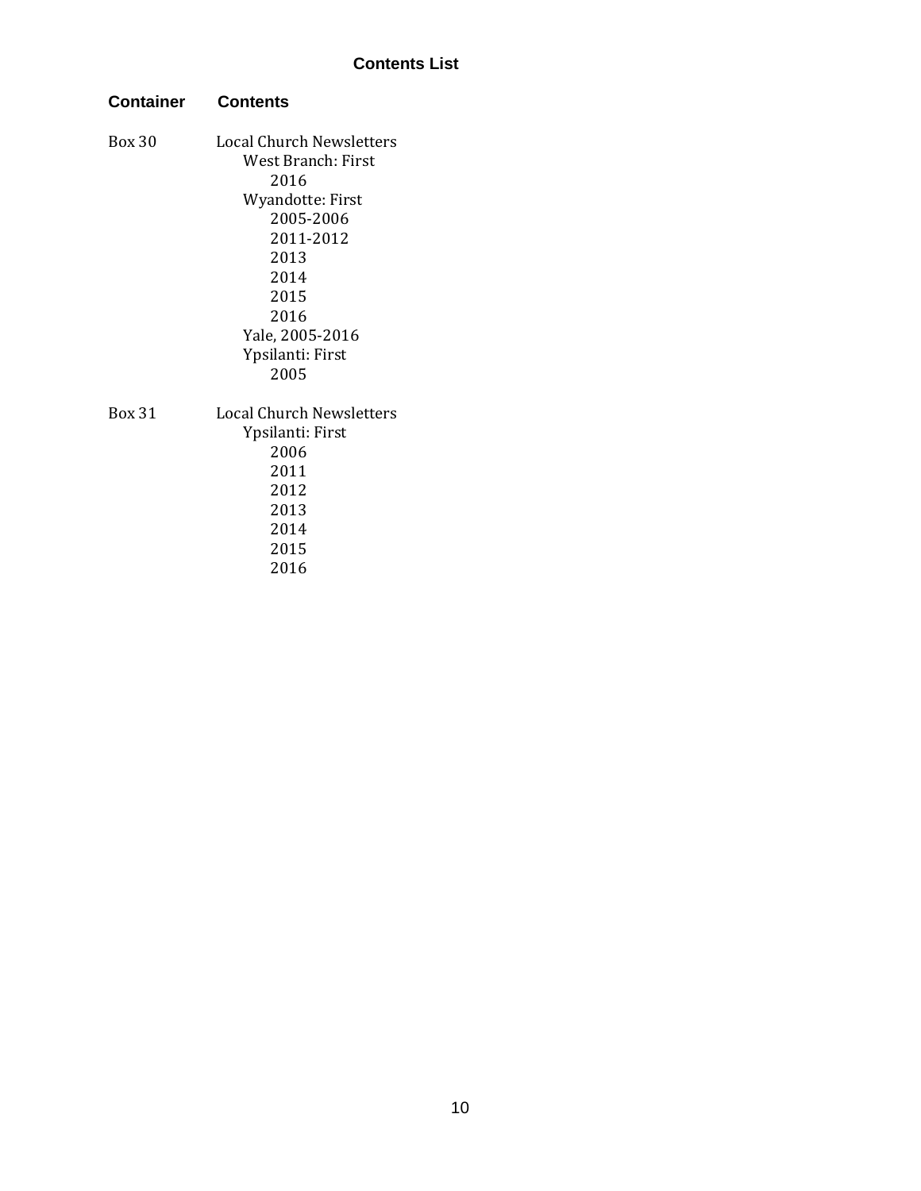## Contents List

| Container | Contents |
|---|---|
| Box 30 | Local Church Newsletters |
| | West Branch: First |
| | 2016 |
| | Wyandotte: First |
| | 2005-2006 |
| | 2011-2012 |
| | 2013 |
| | 2014 |
| | 2015 |
| | 2016 |
| | Yale, 2005-2016 |
| | Ypsilanti: First |
| | 2005 |
| Box 31 | Local Church Newsletters |
| | Ypsilanti: First |
| | 2006 |
| | 2011 |
| | 2012 |
| | 2013 |
| | 2014 |
| | 2015 |
| | 2016 |